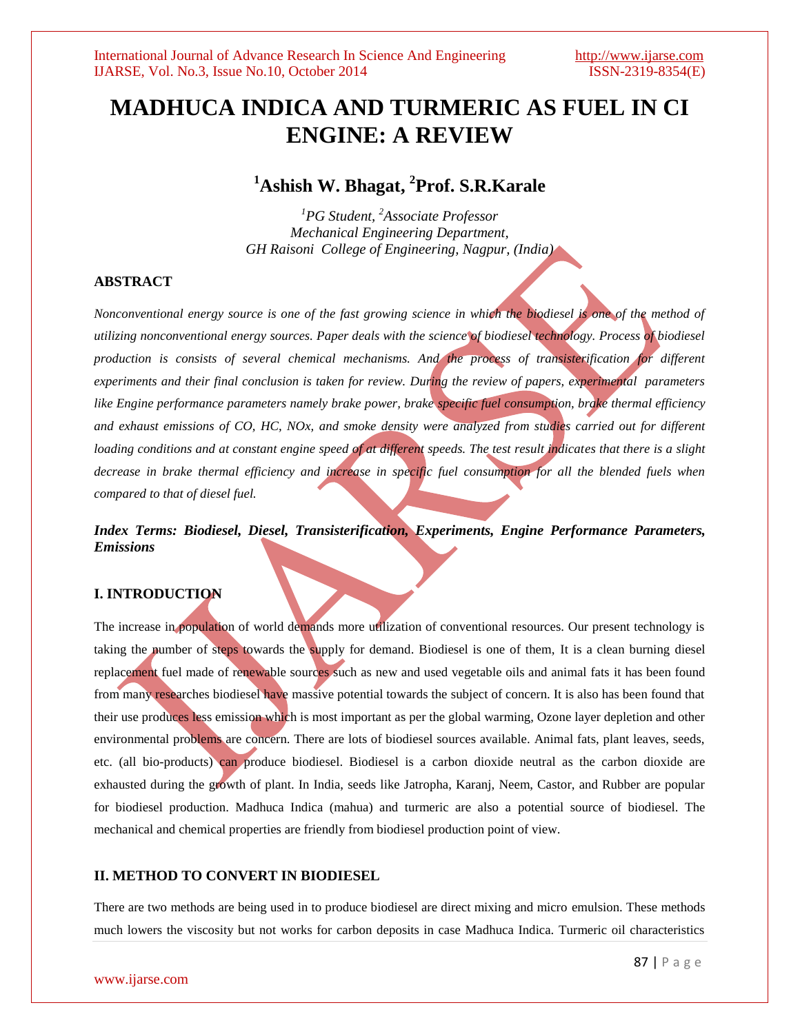# MADHUCA INDICA AND TURMERIC AS FUEL IN CI ENGINE: A REVIEW

## [1]Ashish W. Bhagat, [2]Prof. S.R.Karale

*[1]PG Student, [2]Associate Professor*
*Mechanical Engineering Department,*
*GH Raisoni College of Engineering, Nagpur, (India)*

### ABSTRACT

*Nonconventional energy source is one of the fast growing science in which the biodiesel is one of the method of utilizing nonconventional energy sources. Paper deals with the science of biodiesel technology. Process of biodiesel production is consists of several chemical mechanisms. And the process of transisterification for different experiments and their final conclusion is taken for review. During the review of papers, experimental parameters like Engine performance parameters namely brake power, brake specific fuel consumption, brake thermal efficiency and exhaust emissions of CO, HC, NOx, and smoke density were analyzed from studies carried out for different loading conditions and at constant engine speed of at different speeds. The test result indicates that there is a slight decrease in brake thermal efficiency and increase in specific fuel consumption for all the blended fuels when compared to that of diesel fuel.*

***Index Terms: Biodiesel, Diesel, Transisterification, Experiments, Engine Performance Parameters, Emissions***

### I. INTRODUCTION

The increase in population of world demands more utilization of conventional resources. Our present technology is taking the number of steps towards the supply for demand. Biodiesel is one of them, It is a clean burning diesel replacement fuel made of renewable sources such as new and used vegetable oils and animal fats it has been found from many researches biodiesel have massive potential towards the subject of concern. It is also has been found that their use produces less emission which is most important as per the global warming, Ozone layer depletion and other environmental problems are concern. There are lots of biodiesel sources available. Animal fats, plant leaves, seeds, etc. (all bio-products) can produce biodiesel. Biodiesel is a carbon dioxide neutral as the carbon dioxide are exhausted during the growth of plant. In India, seeds like Jatropha, Karanj, Neem, Castor, and Rubber are popular for biodiesel production. Madhuca Indica (mahua) and turmeric are also a potential source of biodiesel. The mechanical and chemical properties are friendly from biodiesel production point of view.

### II. METHOD TO CONVERT IN BIODIESEL

There are two methods are being used in to produce biodiesel are direct mixing and micro emulsion. These methods much lowers the viscosity but not works for carbon deposits in case Madhuca Indica. Turmeric oil characteristics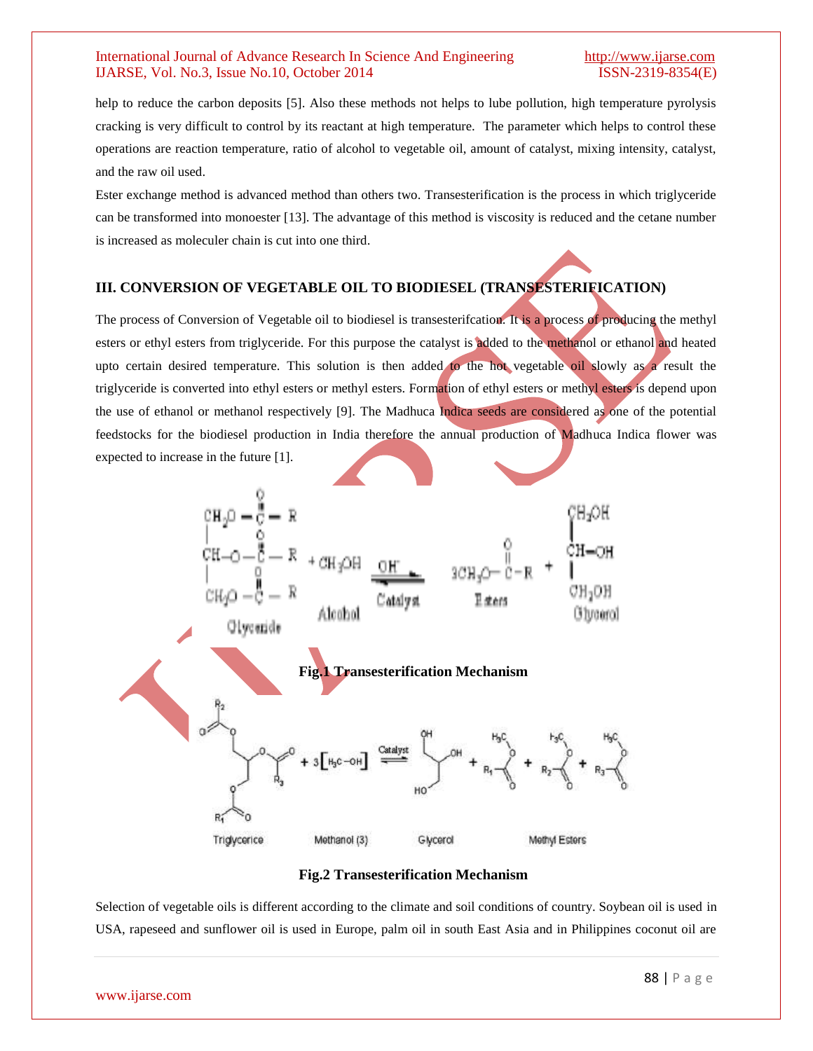help to reduce the carbon deposits [5]. Also these methods not helps to lube pollution, high temperature pyrolysis cracking is very difficult to control by its reactant at high temperature. The parameter which helps to control these operations are reaction temperature, ratio of alcohol to vegetable oil, amount of catalyst, mixing intensity, catalyst, and the raw oil used.

Ester exchange method is advanced method than others two. Transesterification is the process in which triglyceride can be transformed into monoester [13]. The advantage of this method is viscosity is reduced and the cetane number is increased as moleculer chain is cut into one third.

## III. CONVERSION OF VEGETABLE OIL TO BIODIESEL (TRANSESTERIFICATION)

The process of Conversion of Vegetable oil to biodiesel is transesterifcation. It is a process of producing the methyl esters or ethyl esters from triglyceride. For this purpose the catalyst is added to the methanol or ethanol and heated upto certain desired temperature. This solution is then added to the hot vegetable oil slowly as a result the triglyceride is converted into ethyl esters or methyl esters. Formation of ethyl esters or methyl esters is depend upon the use of ethanol or methanol respectively [9]. The Madhuca Indica seeds are considered as one of the potential feedstocks for the biodiesel production in India therefore the annual production of Madhuca Indica flower was expected to increase in the future [1].

**Fig.1 Transesterification Mechanism**

**Fig.2 Transesterification Mechanism**

Selection of vegetable oils is different according to the climate and soil conditions of country. Soybean oil is used in USA, rapeseed and sunflower oil is used in Europe, palm oil in south East Asia and in Philippines coconut oil are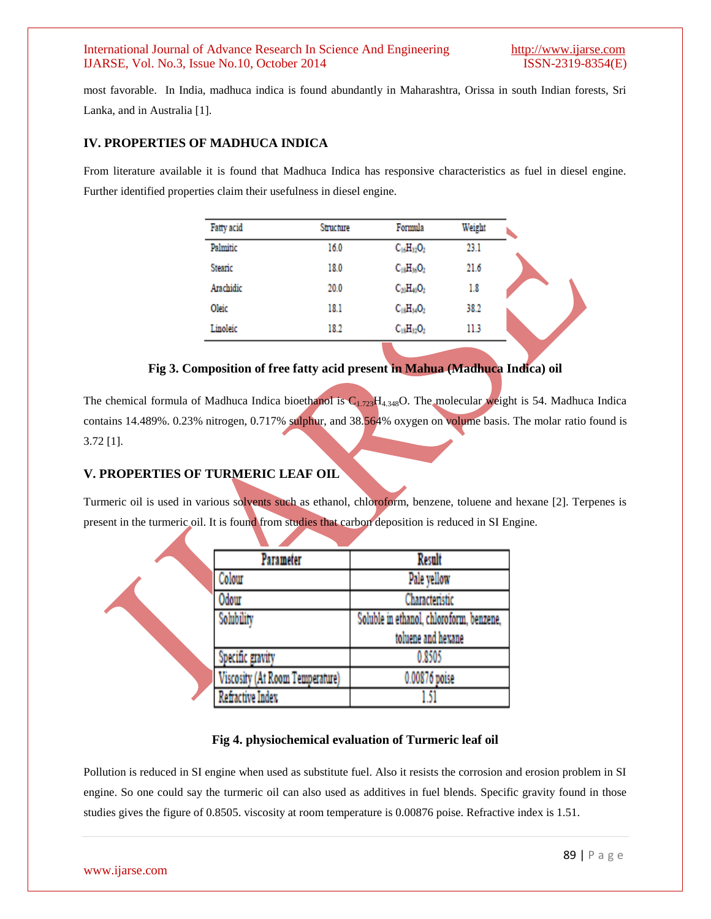most favorable. In India, madhuca indica is found abundantly in Maharashtra, Orissa in south Indian forests, Sri Lanka, and in Australia [1].

## IV. PROPERTIES OF MADHUCA INDICA

From literature available it is found that Madhuca Indica has responsive characteristics as fuel in diesel engine. Further identified properties claim their usefulness in diesel engine.

| Fatty acid | Structure | Formula | Weight |
|---|---|---|---|
| Palmitic | 16.0 | $C_{16}H_{32}O_2$ | 23.1 |
| Stearic | 18.0 | $C_{18}H_{36}O_2$ | 21.6 |
| Arachidic | 20.0 | $C_{20}H_{40}O_2$ | 1.8 |
| Oleic | 18.1 | $C_{18}H_{34}O_2$ | 38.2 |
| Linoleic | 18.2 | $C_{18}H_{32}O_2$ | 11.3 |

**Fig 3. Composition of free fatty acid present in Mahua (Madhuca Indica) oil**

The chemical formula of Madhuca Indica bioethanol is $C_{1.723}H_{4.348}O$. The molecular weight is 54. Madhuca Indica contains 14.489%. 0.23% nitrogen, 0.717% sulphur, and 38.564% oxygen on volume basis. The molar ratio found is 3.72 [1].

## V. PROPERTIES OF TURMERIC LEAF OIL

Turmeric oil is used in various solvents such as ethanol, chloroform, benzene, toluene and hexane [2]. Terpenes is present in the turmeric oil. It is found from studies that carbon deposition is reduced in SI Engine.

| Parameter | Result |
|---|---|
| Colour | Pale yellow |
| Odour | Characteristic |
| Solubility | Soluble in ethanol, chloroform, benzene, toluene and hexane |
| Specific gravity | 0.8505 |
| Viscosity (At Room Temperature) | 0.00876 poise |
| Refractive Index | 1.51 |

**Fig 4. physiochemical evaluation of Turmeric leaf oil**

Pollution is reduced in SI engine when used as substitute fuel. Also it resists the corrosion and erosion problem in SI engine. So one could say the turmeric oil can also used as additives in fuel blends. Specific gravity found in those studies gives the figure of 0.8505. viscosity at room temperature is 0.00876 poise. Refractive index is 1.51.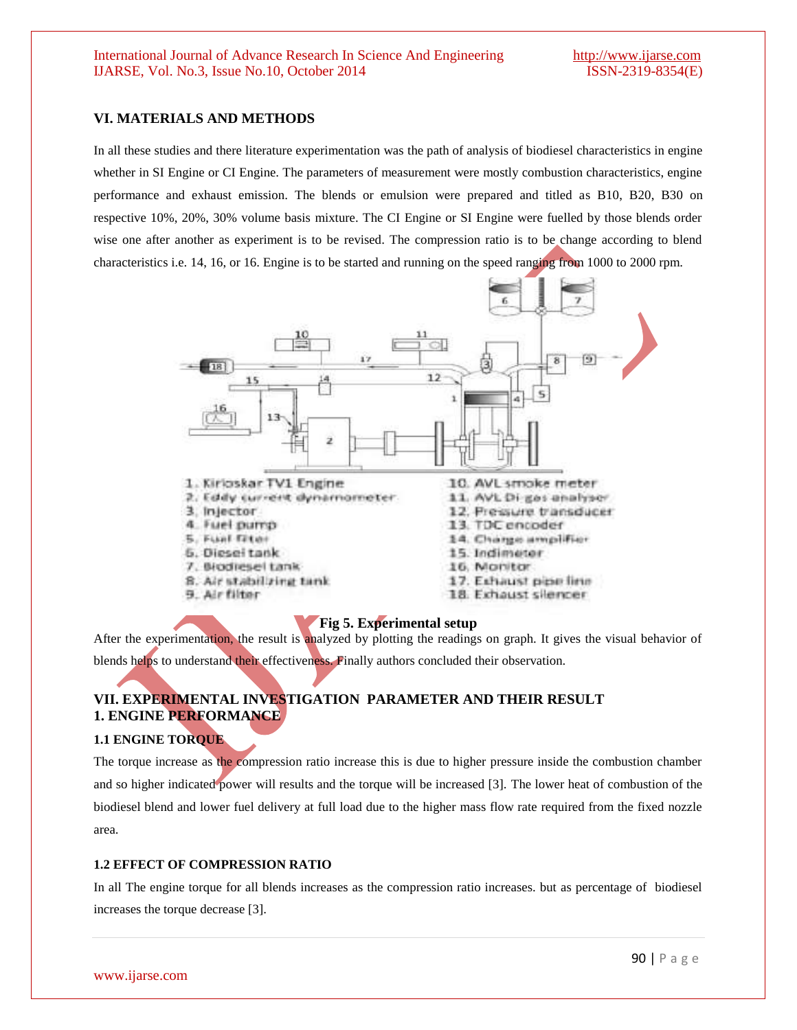## VI. MATERIALS AND METHODS

In all these studies and there literature experimentation was the path of analysis of biodiesel characteristics in engine whether in SI Engine or CI Engine. The parameters of measurement were mostly combustion characteristics, engine performance and exhaust emission. The blends or emulsion were prepared and titled as B10, B20, B30 on respective 10%, 20%, 30% volume basis mixture. The CI Engine or SI Engine were fuelled by those blends order wise one after another as experiment is to be revised. The compression ratio is to be change according to blend characteristics i.e. 14, 16, or 16. Engine is to be started and running on the speed ranging from 1000 to 2000 rpm.

1. Kirloskar TV1 Engine
2. Eddy current dynamometer
3. Injector
4. Fuel pump
5. Fuel filter
6. Diesel tank
7. Biodiesel tank
8. Air stabilizing tank
9. Air filter
10. AVL smoke meter
11. AVL Di-gas analyser
12. Pressure transducer
13. TDC encoder
14. Charge amplifier
15. Indimeter
16. Monitor
17. Exhaust pipe line
18. Exhaust silencer

**Fig 5. Experimental setup**

After the experimentation, the result is analyzed by plotting the readings on graph. It gives the visual behavior of blends helps to understand their effectiveness. Finally authors concluded their observation.

## VII. EXPERIMENTAL INVESTIGATION PARAMETER AND THEIR RESULT

### 1. ENGINE PERFORMANCE

#### 1.1 ENGINE TORQUE

The torque increase as the compression ratio increase this is due to higher pressure inside the combustion chamber and so higher indicated power will results and the torque will be increased [3]. The lower heat of combustion of the biodiesel blend and lower fuel delivery at full load due to the higher mass flow rate required from the fixed nozzle area.

#### 1.2 EFFECT OF COMPRESSION RATIO

In all The engine torque for all blends increases as the compression ratio increases. but as percentage of biodiesel increases the torque decrease [3].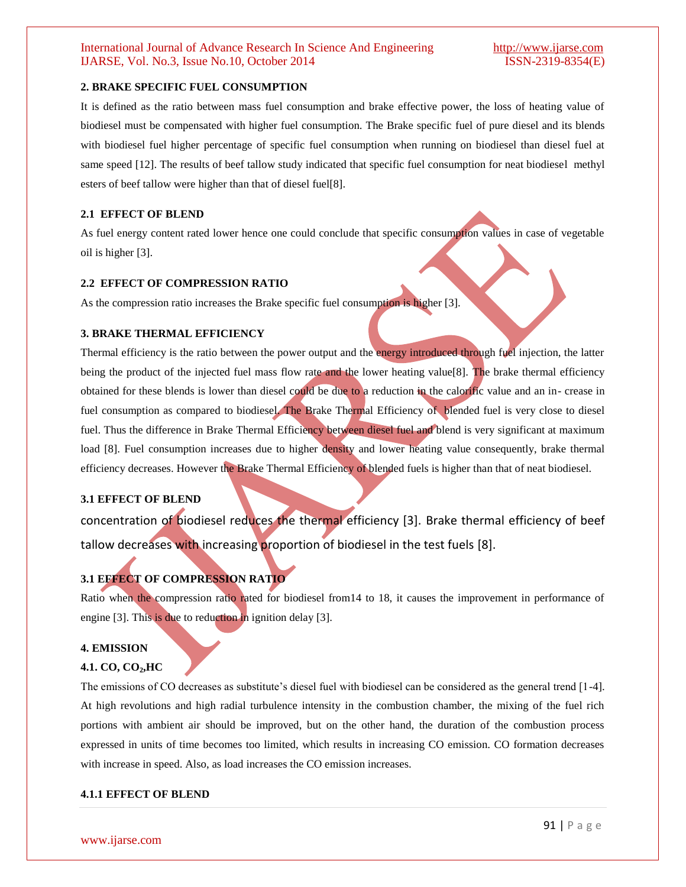## 2. BRAKE SPECIFIC FUEL CONSUMPTION

It is defined as the ratio between mass fuel consumption and brake effective power, the loss of heating value of biodiesel must be compensated with higher fuel consumption. The Brake specific fuel of pure diesel and its blends with biodiesel fuel higher percentage of specific fuel consumption when running on biodiesel than diesel fuel at same speed [12]. The results of beef tallow study indicated that specific fuel consumption for neat biodiesel methyl esters of beef tallow were higher than that of diesel fuel[8].

### 2.1 EFFECT OF BLEND

As fuel energy content rated lower hence one could conclude that specific consumption values in case of vegetable oil is higher [3].

### 2.2 EFFECT OF COMPRESSION RATIO

As the compression ratio increases the Brake specific fuel consumption is higher [3].

## 3. BRAKE THERMAL EFFICIENCY

Thermal efficiency is the ratio between the power output and the energy introduced through fuel injection, the latter being the product of the injected fuel mass flow rate and the lower heating value[8]. The brake thermal efficiency obtained for these blends is lower than diesel could be due to a reduction in the calorific value and an in- crease in fuel consumption as compared to biodiesel. The Brake Thermal Efficiency of blended fuel is very close to diesel fuel. Thus the difference in Brake Thermal Efficiency between diesel fuel and blend is very significant at maximum load [8]. Fuel consumption increases due to higher density and lower heating value consequently, brake thermal efficiency decreases. However the Brake Thermal Efficiency of blended fuels is higher than that of neat biodiesel.

### 3.1 EFFECT OF BLEND

concentration of biodiesel reduces the thermal efficiency [3]. Brake thermal efficiency of beef tallow decreases with increasing proportion of biodiesel in the test fuels [8].

### 3.1 EFFECT OF COMPRESSION RATIO

Ratio when the compression ratio rated for biodiesel from14 to 18, it causes the improvement in performance of engine [3]. This is due to reduction in ignition delay [3].

## 4. EMISSION

### 4.1. CO, $CO_2$,HC

The emissions of CO decreases as substitute's diesel fuel with biodiesel can be considered as the general trend [1-4]. At high revolutions and high radial turbulence intensity in the combustion chamber, the mixing of the fuel rich portions with ambient air should be improved, but on the other hand, the duration of the combustion process expressed in units of time becomes too limited, which results in increasing CO emission. CO formation decreases with increase in speed. Also, as load increases the CO emission increases.

#### 4.1.1 EFFECT OF BLEND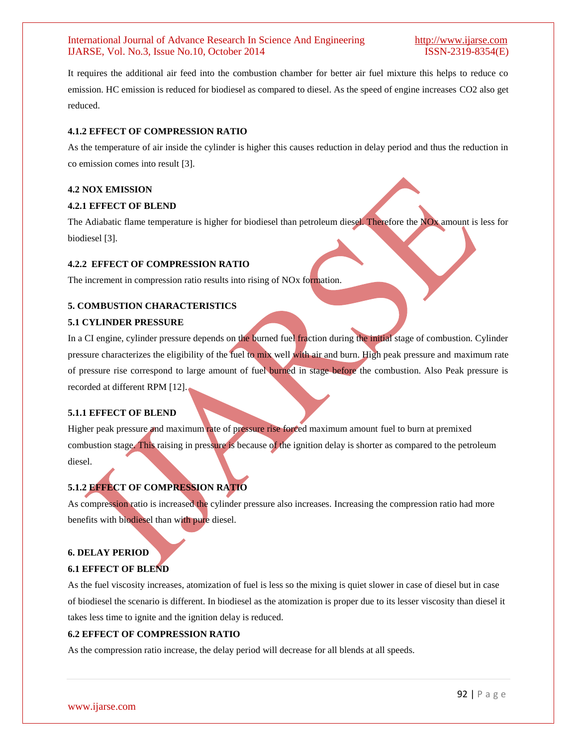It requires the additional air feed into the combustion chamber for better air fuel mixture this helps to reduce co emission. HC emission is reduced for biodiesel as compared to diesel. As the speed of engine increases CO2 also get reduced.

### 4.1.2 EFFECT OF COMPRESSION RATIO

As the temperature of air inside the cylinder is higher this causes reduction in delay period and thus the reduction in co emission comes into result [3].

## 4.2 NOX EMISSION

### 4.2.1 EFFECT OF BLEND

The Adiabatic flame temperature is higher for biodiesel than petroleum diesel. Therefore the NOx amount is less for biodiesel [3].

### 4.2.2 EFFECT OF COMPRESSION RATIO

The increment in compression ratio results into rising of NOx formation.

# 5. COMBUSTION CHARACTERISTICS

## 5.1 CYLINDER PRESSURE

In a CI engine, cylinder pressure depends on the burned fuel fraction during the initial stage of combustion. Cylinder pressure characterizes the eligibility of the fuel to mix well with air and burn. High peak pressure and maximum rate of pressure rise correspond to large amount of fuel burned in stage before the combustion. Also Peak pressure is recorded at different RPM [12].

### 5.1.1 EFFECT OF BLEND

Higher peak pressure and maximum rate of pressure rise forced maximum amount fuel to burn at premixed combustion stage. This raising in pressure is because of the ignition delay is shorter as compared to the petroleum diesel.

### 5.1.2 EFFECT OF COMPRESSION RATIO

As compression ratio is increased the cylinder pressure also increases. Increasing the compression ratio had more benefits with biodiesel than with pure diesel.

# 6. DELAY PERIOD

## 6.1 EFFECT OF BLEND

As the fuel viscosity increases, atomization of fuel is less so the mixing is quiet slower in case of diesel but in case of biodiesel the scenario is different. In biodiesel as the atomization is proper due to its lesser viscosity than diesel it takes less time to ignite and the ignition delay is reduced.

## 6.2 EFFECT OF COMPRESSION RATIO

As the compression ratio increase, the delay period will decrease for all blends at all speeds.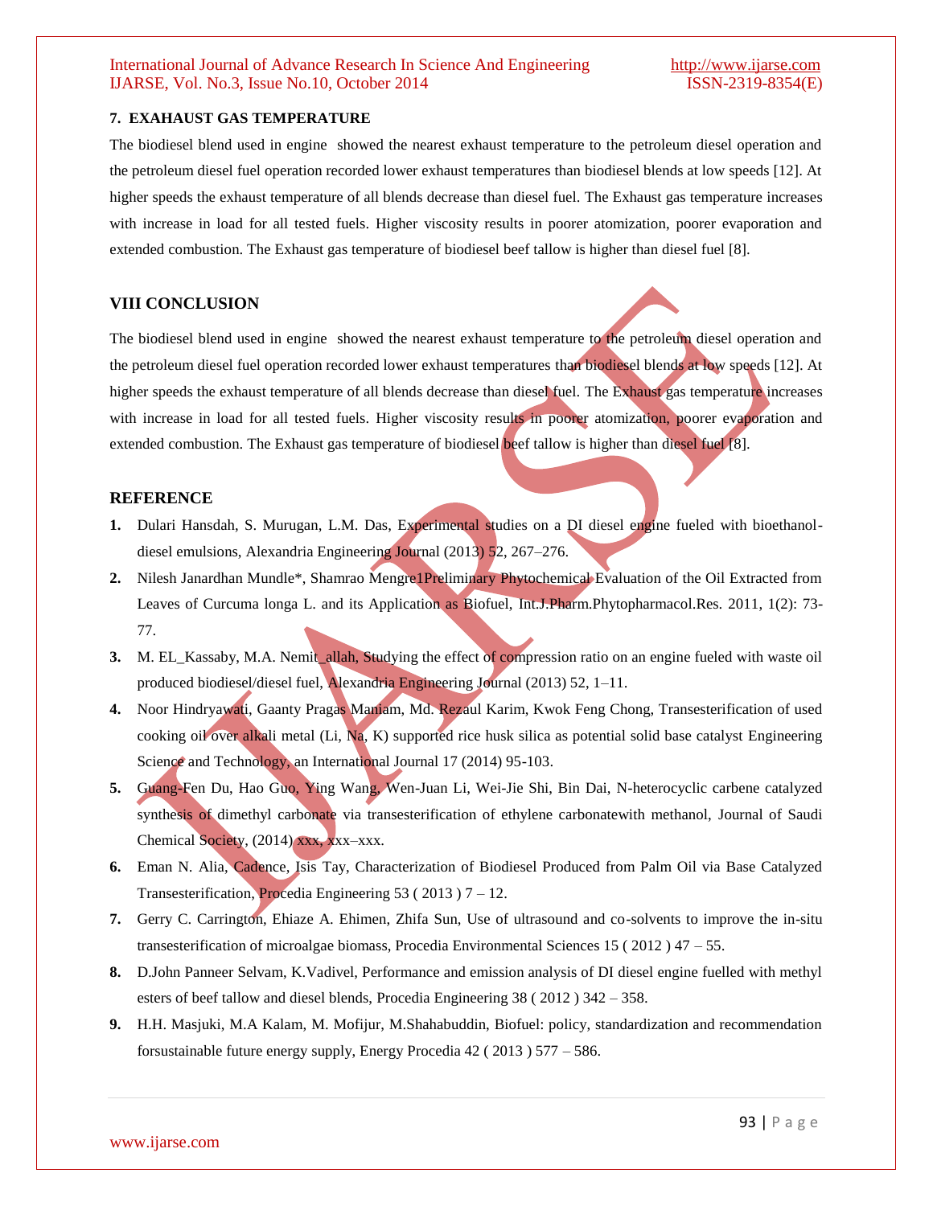### 7. EXAHAUST GAS TEMPERATURE

The biodiesel blend used in engine showed the nearest exhaust temperature to the petroleum diesel operation and the petroleum diesel fuel operation recorded lower exhaust temperatures than biodiesel blends at low speeds [12]. At higher speeds the exhaust temperature of all blends decrease than diesel fuel. The Exhaust gas temperature increases with increase in load for all tested fuels. Higher viscosity results in poorer atomization, poorer evaporation and extended combustion. The Exhaust gas temperature of biodiesel beef tallow is higher than diesel fuel [8].

## VIII CONCLUSION

The biodiesel blend used in engine showed the nearest exhaust temperature to the petroleum diesel operation and the petroleum diesel fuel operation recorded lower exhaust temperatures than biodiesel blends at low speeds [12]. At higher speeds the exhaust temperature of all blends decrease than diesel fuel. The Exhaust gas temperature increases with increase in load for all tested fuels. Higher viscosity results in poorer atomization, poorer evaporation and extended combustion. The Exhaust gas temperature of biodiesel beef tallow is higher than diesel fuel [8].

## REFERENCE

1. Dulari Hansdah, S. Murugan, L.M. Das, Experimental studies on a DI diesel engine fueled with bioethanol-diesel emulsions, Alexandria Engineering Journal (2013) 52, 267–276.
2. Nilesh Janardhan Mundle*, Shamrao Mengre1Preliminary Phytochemical Evaluation of the Oil Extracted from Leaves of Curcuma longa L. and its Application as Biofuel, Int.J.Pharm.Phytopharmacol.Res. 2011, 1(2): 73-77.
3. M. EL_Kassaby, M.A. Nemit_allah, Studying the effect of compression ratio on an engine fueled with waste oil produced biodiesel/diesel fuel, Alexandria Engineering Journal (2013) 52, 1–11.
4. Noor Hindryawati, Gaanty Pragas Maniam, Md. Rezaul Karim, Kwok Feng Chong, Transesterification of used cooking oil over alkali metal (Li, Na, K) supported rice husk silica as potential solid base catalyst Engineering Science and Technology, an International Journal 17 (2014) 95-103.
5. Guang-Fen Du, Hao Guo, Ying Wang, Wen-Juan Li, Wei-Jie Shi, Bin Dai, N-heterocyclic carbene catalyzed synthesis of dimethyl carbonate via transesterification of ethylene carbonatewith methanol, Journal of Saudi Chemical Society, (2014) xxx, xxx–xxx.
6. Eman N. Alia, Cadence, Isis Tay, Characterization of Biodiesel Produced from Palm Oil via Base Catalyzed Transesterification, Procedia Engineering 53 ( 2013 ) 7 – 12.
7. Gerry C. Carrington, Ehiaze A. Ehimen, Zhifa Sun, Use of ultrasound and co-solvents to improve the in-situ transesterification of microalgae biomass, Procedia Environmental Sciences 15 ( 2012 ) 47 – 55.
8. D.John Panneer Selvam, K.Vadivel, Performance and emission analysis of DI diesel engine fuelled with methyl esters of beef tallow and diesel blends, Procedia Engineering 38 ( 2012 ) 342 – 358.
9. H.H. Masjuki, M.A Kalam, M. Mofijur, M.Shahabuddin, Biofuel: policy, standardization and recommendation forsustainable future energy supply, Energy Procedia 42 ( 2013 ) 577 – 586.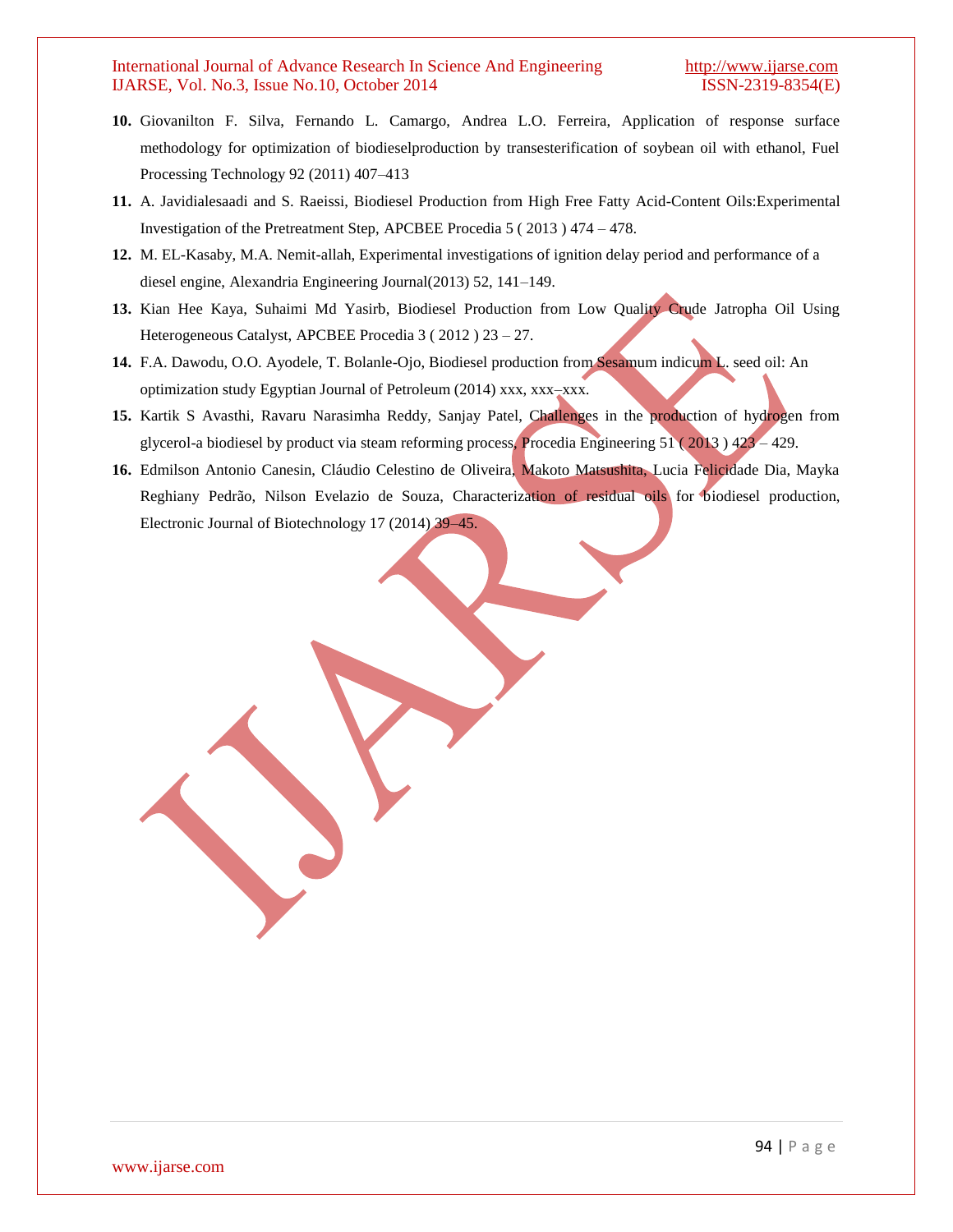10. Giovanilton F. Silva, Fernando L. Camargo, Andrea L.O. Ferreira, Application of response surface methodology for optimization of biodieselproduction by transesterification of soybean oil with ethanol, Fuel Processing Technology 92 (2011) 407–413
11. A. Javidialesaadi and S. Raeissi, Biodiesel Production from High Free Fatty Acid-Content Oils:Experimental Investigation of the Pretreatment Step, APCBEE Procedia 5 ( 2013 ) 474 – 478.
12. M. EL-Kasaby, M.A. Nemit-allah, Experimental investigations of ignition delay period and performance of a diesel engine, Alexandria Engineering Journal(2013) 52, 141–149.
13. Kian Hee Kaya, Suhaimi Md Yasirb, Biodiesel Production from Low Quality Crude Jatropha Oil Using Heterogeneous Catalyst, APCBEE Procedia 3 ( 2012 ) 23 – 27.
14. F.A. Dawodu, O.O. Ayodele, T. Bolanle-Ojo, Biodiesel production from Sesamum indicum L. seed oil: An optimization study Egyptian Journal of Petroleum (2014) xxx, xxx–xxx.
15. Kartik S Avasthi, Ravaru Narasimha Reddy, Sanjay Patel, Challenges in the production of hydrogen from glycerol-a biodiesel by product via steam reforming process, Procedia Engineering 51 ( 2013 ) 423 – 429.
16. Edmilson Antonio Canesin, Cláudio Celestino de Oliveira, Makoto Matsushita, Lucia Felicidade Dia, Mayka Reghiany Pedrão, Nilson Evelazio de Souza, Characterization of residual oils for biodiesel production, Electronic Journal of Biotechnology 17 (2014) 39–45.